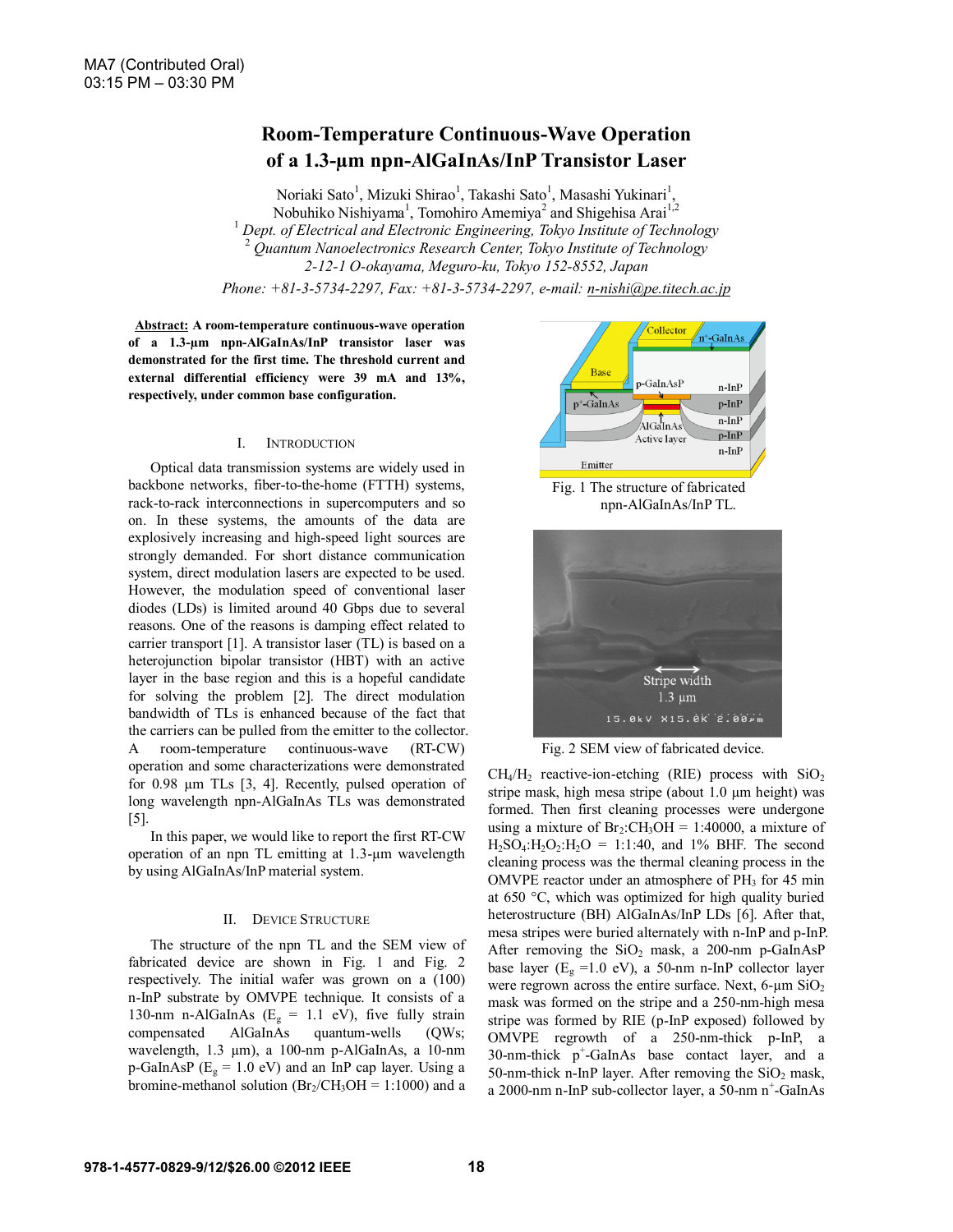MA7 (Contributed Oral)
03:15 PM – 03:30 PM

# Room-Temperature Continuous-Wave Operation of a 1.3-μm npn-AlGaInAs/InP Transistor Laser

Noriaki Sato[1], Mizuki Shirao[1], Takashi Sato[1], Masashi Yukinari[1], Nobuhiko Nishiyama[1], Tomohiro Amemiya[2] and Shigehisa Arai[1,2]

[1] *Dept. of Electrical and Electronic Engineering, Tokyo Institute of Technology*
[2] *Quantum Nanoelectronics Research Center, Tokyo Institute of Technology*
*2-12-1 O-okayama, Meguro-ku, Tokyo 152-8552, Japan*
*Phone: +81-3-5734-2297, Fax: +81-3-5734-2297, e-mail: n-nishi@pe.titech.ac.jp*

**Abstract: A room-temperature continuous-wave operation of a 1.3-μm npn-AlGaInAs/InP transistor laser was demonstrated for the first time. The threshold current and external differential efficiency were 39 mA and 13%, respectively, under common base configuration.**

## I. Introduction

Optical data transmission systems are widely used in backbone networks, fiber-to-the-home (FTTH) systems, rack-to-rack interconnections in supercomputers and so on. In these systems, the amounts of the data are explosively increasing and high-speed light sources are strongly demanded. For short distance communication system, direct modulation lasers are expected to be used. However, the modulation speed of conventional laser diodes (LDs) is limited around 40 Gbps due to several reasons. One of the reasons is damping effect related to carrier transport [1]. A transistor laser (TL) is based on a heterojunction bipolar transistor (HBT) with an active layer in the base region and this is a hopeful candidate for solving the problem [2]. The direct modulation bandwidth of TLs is enhanced because of the fact that the carriers can be pulled from the emitter to the collector. A room-temperature continuous-wave (RT-CW) operation and some characterizations were demonstrated for 0.98 μm TLs [3, 4]. Recently, pulsed operation of long wavelength npn-AlGaInAs TLs was demonstrated [5].

In this paper, we would like to report the first RT-CW operation of an npn TL emitting at 1.3-μm wavelength by using AlGaInAs/InP material system.

## II. Device Structure

The structure of the npn TL and the SEM view of fabricated device are shown in Fig. 1 and Fig. 2 respectively. The initial wafer was grown on a (100) n-InP substrate by OMVPE technique. It consists of a 130-nm n-AlGaInAs ($E_g$ = 1.1 eV), five fully strain compensated AlGaInAs quantum-wells (QWs; wavelength, 1.3 μm), a 100-nm p-AlGaInAs, a 10-nm p-GaInAsP ($E_g$ = 1.0 eV) and an InP cap layer. Using a bromine-methanol solution ($Br_2/CH_3OH$ = 1:1000) and a $CH_4/H_2$ reactive-ion-etching (RIE) process with $SiO_2$ stripe mask, high mesa stripe (about 1.0 μm height) was formed. Then first cleaning processes were undergone using a mixture of $Br_2$:$CH_3OH$ = 1:40000, a mixture of $H_2SO_4$:$H_2O_2$:$H_2O$ = 1:1:40, and 1% BHF. The second cleaning process was the thermal cleaning process in the OMVPE reactor under an atmosphere of $PH_3$ for 45 min at 650 °C, which was optimized for high quality buried heterostructure (BH) AlGaInAs/InP LDs [6]. After that, mesa stripes were buried alternately with n-InP and p-InP. After removing the $SiO_2$ mask, a 200-nm p-GaInAsP base layer ($E_g$ =1.0 eV), a 50-nm n-InP collector layer were regrown across the entire surface. Next, 6-μm $SiO_2$ mask was formed on the stripe and a 250-nm-high mesa stripe was formed by RIE (p-InP exposed) followed by OMVPE regrowth of a 250-nm-thick p-InP, a 30-nm-thick $p^+$-GaInAs base contact layer, and a 50-nm-thick n-InP layer. After removing the $SiO_2$ mask, a 2000-nm n-InP sub-collector layer, a 50-nm $n^+$-GaInAs

Fig. 1 The structure of fabricated npn-AlGaInAs/InP TL.

Fig. 2 SEM view of fabricated device.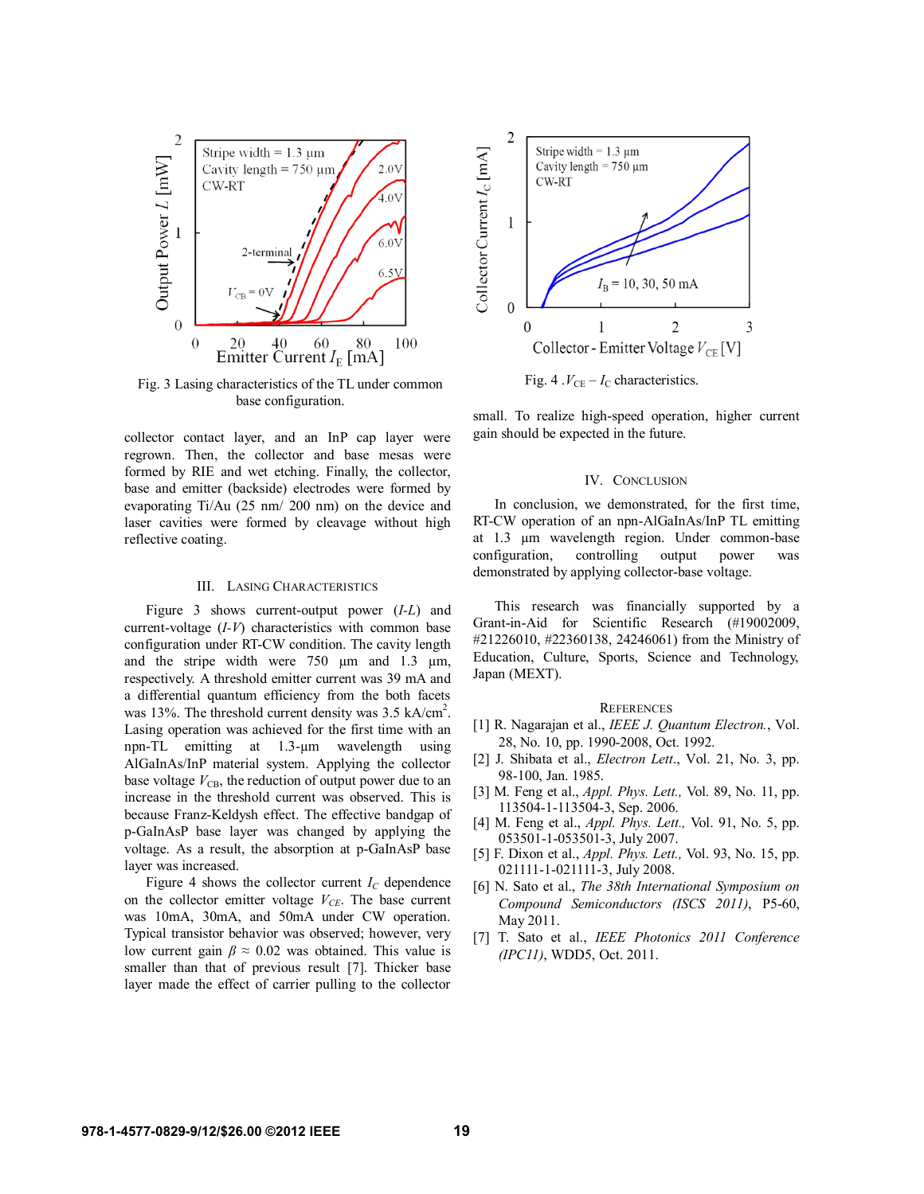2

Stripe width = 1.3 μm
Cavity length = 750 μm
CW-RT

2.0V
4.0V
6.0V
6.5V
2-terminal
$V_{CB}$ = 0V

Output Power $L$ [mW]

0
1

0 20 40 60 80 100

Emitter Current $I_E$ [mA]

Fig. 3 Lasing characteristics of the TL under common base configuration.

2

Stripe width = 1.3 μm
Cavity length = 750 μm
CW-RT

$I_B$ = 10, 30, 50 mA

Collector Current $I_C$ [mA]

1
0

0 1 2 3

Collector - Emitter Voltage $V_{CE}$ [V]

Fig. 4 . $V_{CE} - I_C$ characteristics.

collector contact layer, and an InP cap layer were regrown. Then, the collector and base mesas were formed by RIE and wet etching. Finally, the collector, base and emitter (backside) electrodes were formed by evaporating Ti/Au (25 nm/ 200 nm) on the device and laser cavities were formed by cleavage without high reflective coating.

## III. Lasing Characteristics

Figure 3 shows current-output power (*I-L*) and current-voltage (*I-V*) characteristics with common base configuration under RT-CW condition. The cavity length and the stripe width were 750 μm and 1.3 μm, respectively. A threshold emitter current was 39 mA and a differential quantum efficiency from the both facets was 13%. The threshold current density was 3.5 kA/cm$^2$. Lasing operation was achieved for the first time with an npn-TL emitting at 1.3-μm wavelength using AlGaInAs/InP material system. Applying the collector base voltage $V_{CB}$, the reduction of output power due to an increase in the threshold current was observed. This is because Franz-Keldysh effect. The effective bandgap of p-GaInAsP base layer was changed by applying the voltage. As a result, the absorption at p-GaInAsP base layer was increased.

Figure 4 shows the collector current $I_C$ dependence on the collector emitter voltage $V_{CE}$. The base current was 10mA, 30mA, and 50mA under CW operation. Typical transistor behavior was observed; however, very low current gain $\beta \approx 0.02$ was obtained. This value is smaller than that of previous result [7]. Thicker base layer made the effect of carrier pulling to the collector small. To realize high-speed operation, higher current gain should be expected in the future.

## IV. Conclusion

In conclusion, we demonstrated, for the first time, RT-CW operation of an npn-AlGaInAs/InP TL emitting at 1.3 μm wavelength region. Under common-base configuration, controlling output power was demonstrated by applying collector-base voltage.

This research was financially supported by a Grant-in-Aid for Scientific Research (#19002009, #21226010, #22360138, 24246061) from the Ministry of Education, Culture, Sports, Science and Technology, Japan (MEXT).

## References

[1] R. Nagarajan et al., *IEEE J. Quantum Electron.*, Vol. 28, No. 10, pp. 1990-2008, Oct. 1992.

[2] J. Shibata et al., *Electron Lett*., Vol. 21, No. 3, pp. 98-100, Jan. 1985.

[3] M. Feng et al., *Appl. Phys. Lett.,* Vol. 89, No. 11, pp. 113504-1-113504-3, Sep. 2006.

[4] M. Feng et al., *Appl. Phys. Lett.,* Vol. 91, No. 5, pp. 053501-1-053501-3, July 2007.

[5] F. Dixon et al., *Appl. Phys. Lett.,* Vol. 93, No. 15, pp. 021111-1-021111-3, July 2008.

[6] N. Sato et al., *The 38th International Symposium on Compound Semiconductors (ISCS 2011)*, P5-60, May 2011.

[7] T. Sato et al., *IEEE Photonics 2011 Conference (IPC11)*, WDD5, Oct. 2011.